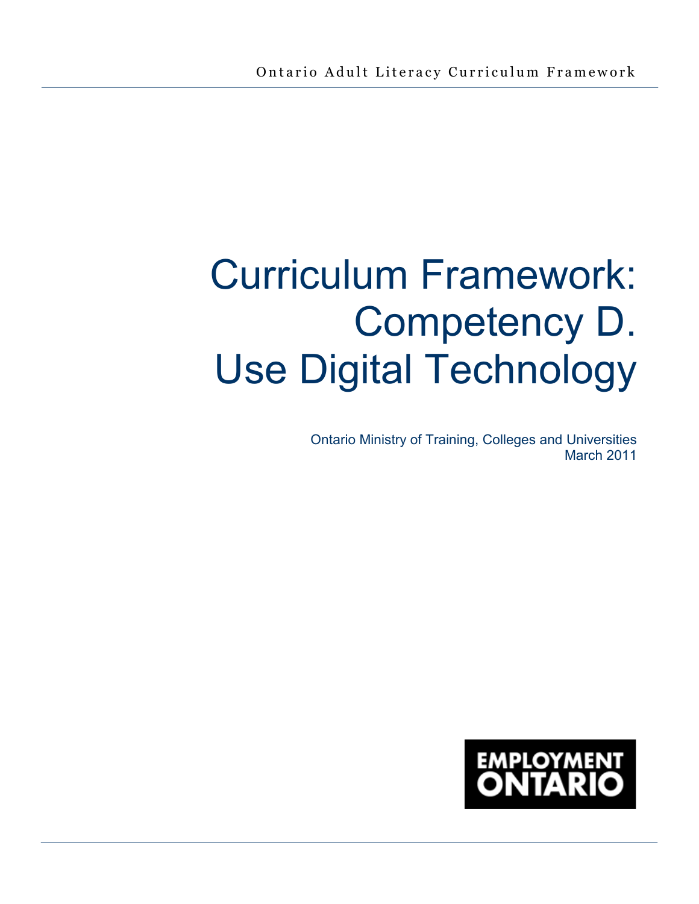Ontario Adult Literacy Curriculum Framework

# Curriculum Framework: Competency D. Use Digital Technology

Ontario Ministry of Training, Colleges and Universities
March 2011

EMPLOYMENT ONTARIO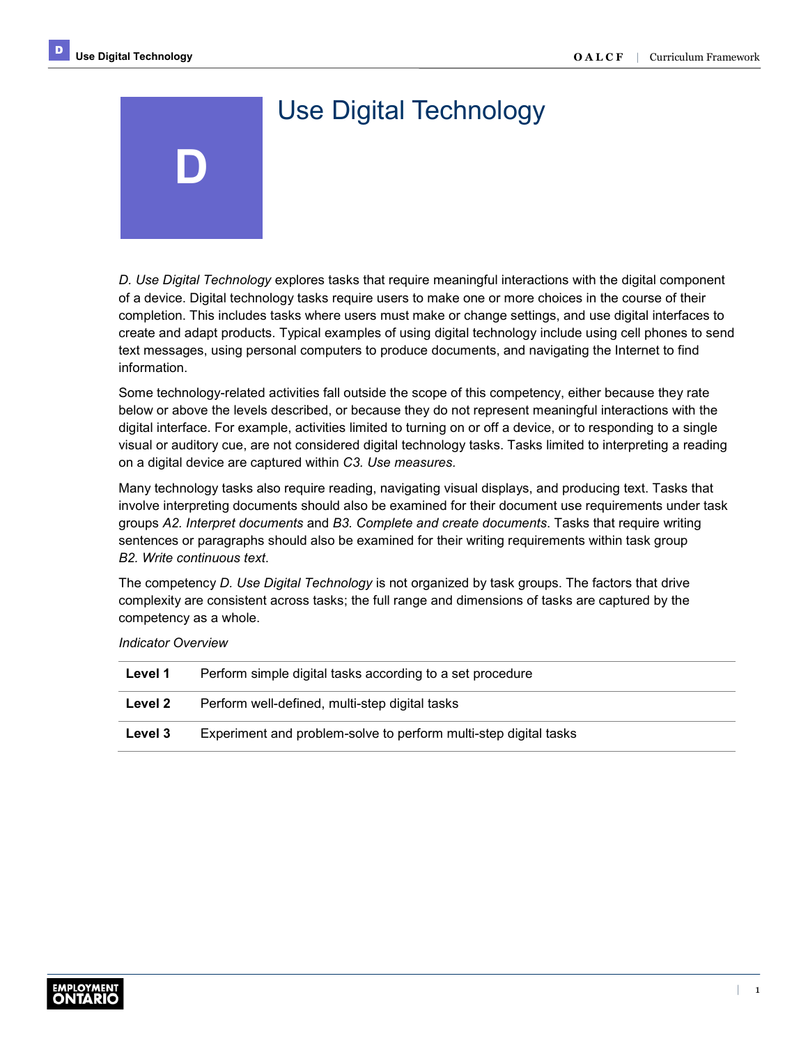# D

# Use Digital Technology

*D. Use Digital Technology* explores tasks that require meaningful interactions with the digital component of a device. Digital technology tasks require users to make one or more choices in the course of their completion. This includes tasks where users must make or change settings, and use digital interfaces to create and adapt products. Typical examples of using digital technology include using cell phones to send text messages, using personal computers to produce documents, and navigating the Internet to find information.

Some technology-related activities fall outside the scope of this competency, either because they rate below or above the levels described, or because they do not represent meaningful interactions with the digital interface. For example, activities limited to turning on or off a device, or to responding to a single visual or auditory cue, are not considered digital technology tasks. Tasks limited to interpreting a reading on a digital device are captured within *C3. Use measures*.

Many technology tasks also require reading, navigating visual displays, and producing text. Tasks that involve interpreting documents should also be examined for their document use requirements under task groups *A2. Interpret documents* and *B3. Complete and create documents*. Tasks that require writing sentences or paragraphs should also be examined for their writing requirements within task group *B2. Write continuous text*.

The competency *D. Use Digital Technology* is not organized by task groups. The factors that drive complexity are consistent across tasks; the full range and dimensions of tasks are captured by the competency as a whole.

*Indicator Overview*

| | |
|---|---|
| **Level 1** | Perform simple digital tasks according to a set procedure |
| **Level 2** | Perform well-defined, multi-step digital tasks |
| **Level 3** | Experiment and problem-solve to perform multi-step digital tasks |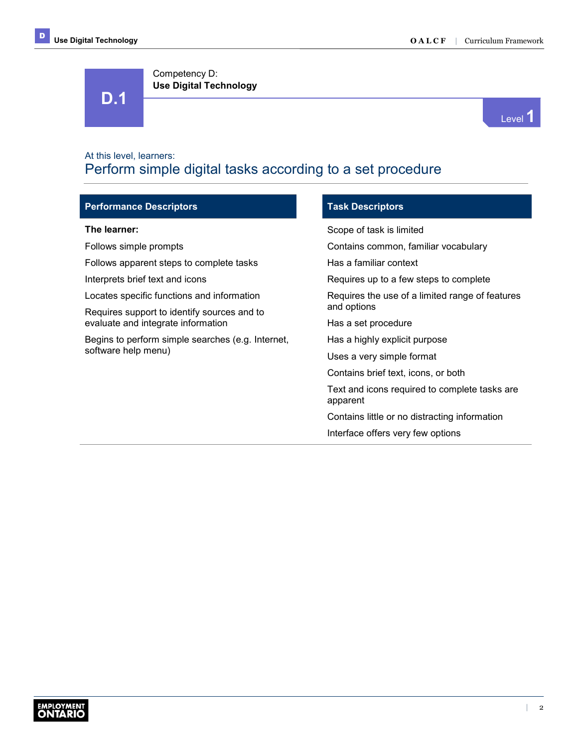# D.1

Competency D:
**Use Digital Technology**

Level 1

At this level, learners:

## Perform simple digital tasks according to a set procedure

| Performance Descriptors | Task Descriptors |
|---|---|
| **The learner:** | Scope of task is limited |
| Follows simple prompts | Contains common, familiar vocabulary |
| Follows apparent steps to complete tasks | Has a familiar context |
| Interprets brief text and icons | Requires up to a few steps to complete |
| Locates specific functions and information | Requires the use of a limited range of features and options |
| Requires support to identify sources and to evaluate and integrate information | Has a set procedure |
| Begins to perform simple searches (e.g. Internet, software help menu) | Has a highly explicit purpose |
| | Uses a very simple format |
| | Contains brief text, icons, or both |
| | Text and icons required to complete tasks are apparent |
| | Contains little or no distracting information |
| | Interface offers very few options |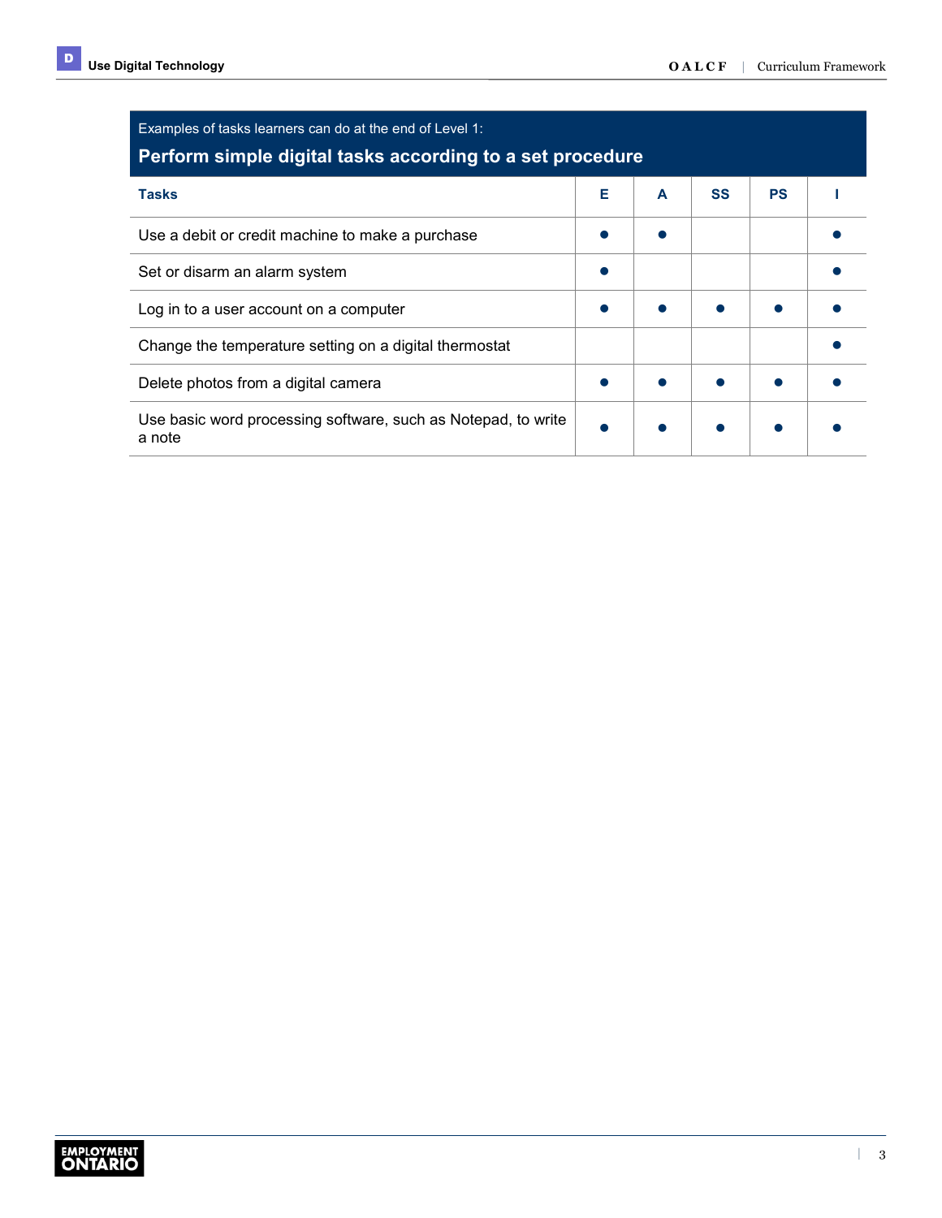Examples of tasks learners can do at the end of Level 1:

## Perform simple digital tasks according to a set procedure

| Tasks | E | A | SS | PS | I |
|---|---|---|---|---|---|
| Use a debit or credit machine to make a purchase | ● | ● | | | ● |
| Set or disarm an alarm system | ● | | | | ● |
| Log in to a user account on a computer | ● | ● | ● | ● | ● |
| Change the temperature setting on a digital thermostat | | | | | ● |
| Delete photos from a digital camera | ● | ● | ● | ● | ● |
| Use basic word processing software, such as Notepad, to write a note | ● | ● | ● | ● | ● |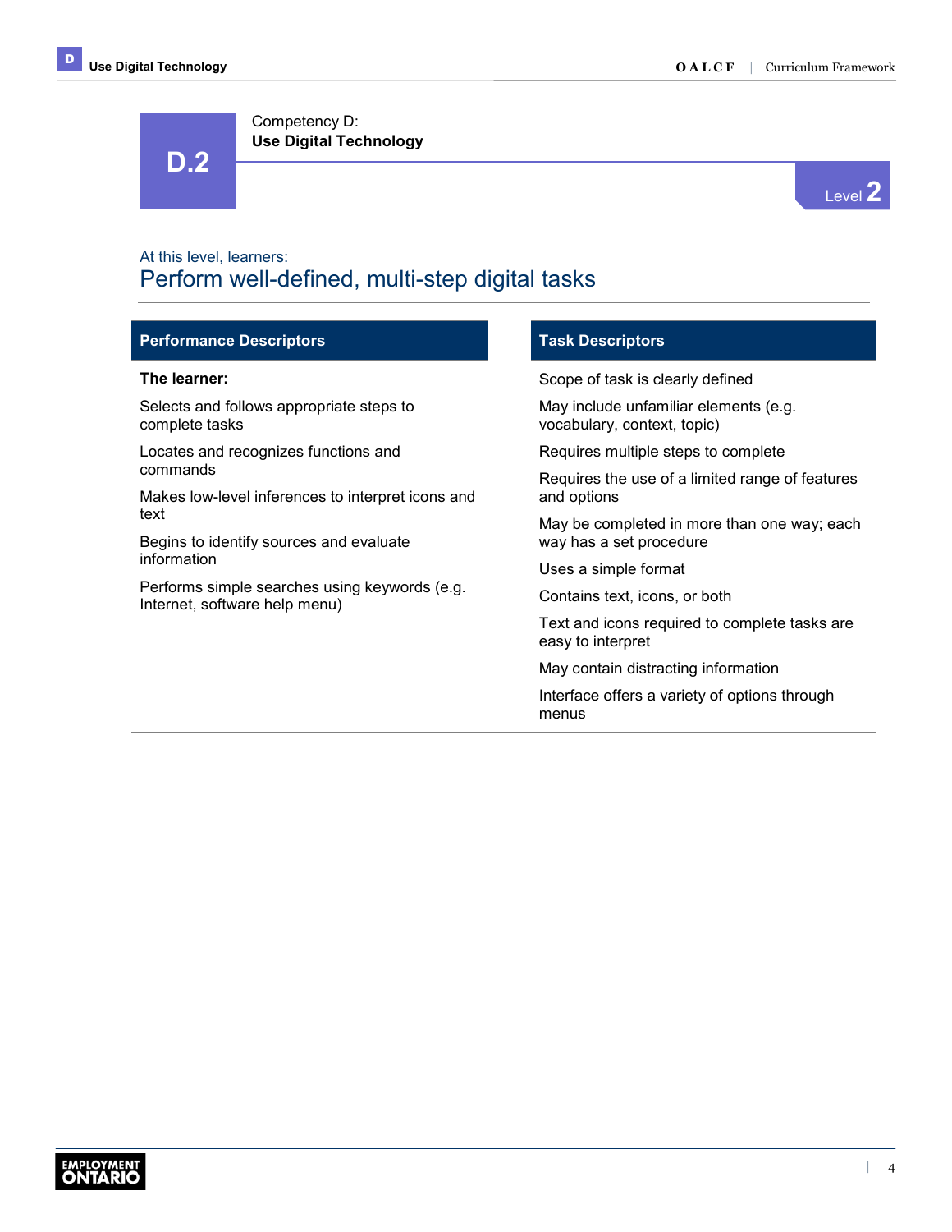# D.2

Competency D:
**Use Digital Technology**

Level 2

At this level, learners:

## Perform well-defined, multi-step digital tasks

| Performance Descriptors | Task Descriptors |
|---|---|
| **The learner:** | Scope of task is clearly defined |
| Selects and follows appropriate steps to complete tasks | May include unfamiliar elements (e.g. vocabulary, context, topic) |
| Locates and recognizes functions and commands | Requires multiple steps to complete |
| Makes low-level inferences to interpret icons and text | Requires the use of a limited range of features and options |
| Begins to identify sources and evaluate information | May be completed in more than one way; each way has a set procedure |
| Performs simple searches using keywords (e.g. Internet, software help menu) | Uses a simple format |
| | Contains text, icons, or both |
| | Text and icons required to complete tasks are easy to interpret |
| | May contain distracting information |
| | Interface offers a variety of options through menus |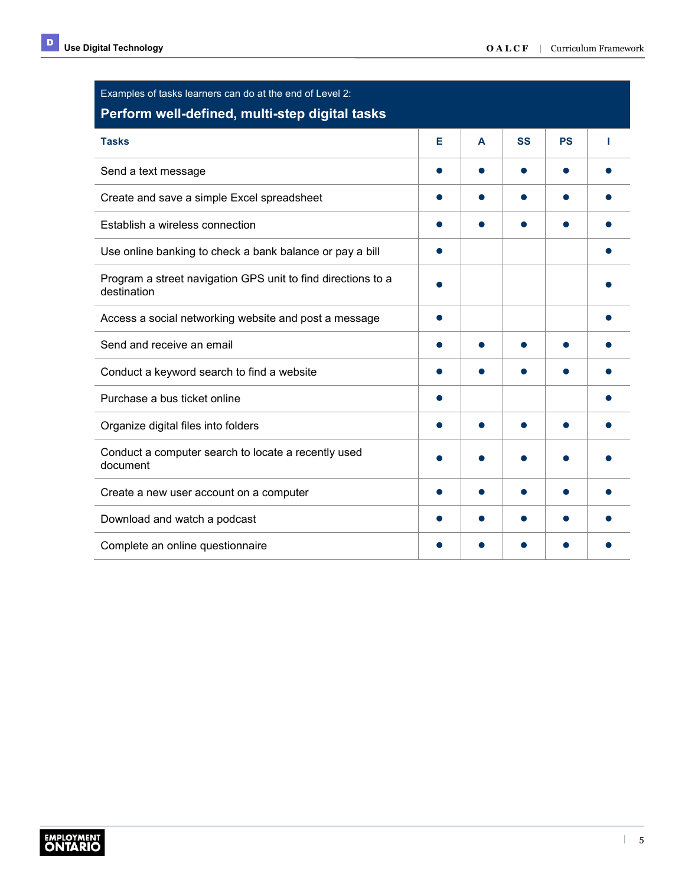Examples of tasks learners can do at the end of Level 2:

**Perform well-defined, multi-step digital tasks**

| Tasks | E | A | SS | PS | I |
|---|---|---|---|---|---|
| Send a text message | ● | ● | ● | ● | ● |
| Create and save a simple Excel spreadsheet | ● | ● | ● | ● | ● |
| Establish a wireless connection | ● | ● | ● | ● | ● |
| Use online banking to check a bank balance or pay a bill | ● | | | | ● |
| Program a street navigation GPS unit to find directions to a destination | ● | | | | ● |
| Access a social networking website and post a message | ● | | | | ● |
| Send and receive an email | ● | ● | ● | ● | ● |
| Conduct a keyword search to find a website | ● | ● | ● | ● | ● |
| Purchase a bus ticket online | ● | | | | ● |
| Organize digital files into folders | ● | ● | ● | ● | ● |
| Conduct a computer search to locate a recently used document | ● | ● | ● | ● | ● |
| Create a new user account on a computer | ● | ● | ● | ● | ● |
| Download and watch a podcast | ● | ● | ● | ● | ● |
| Complete an online questionnaire | ● | ● | ● | ● | ● |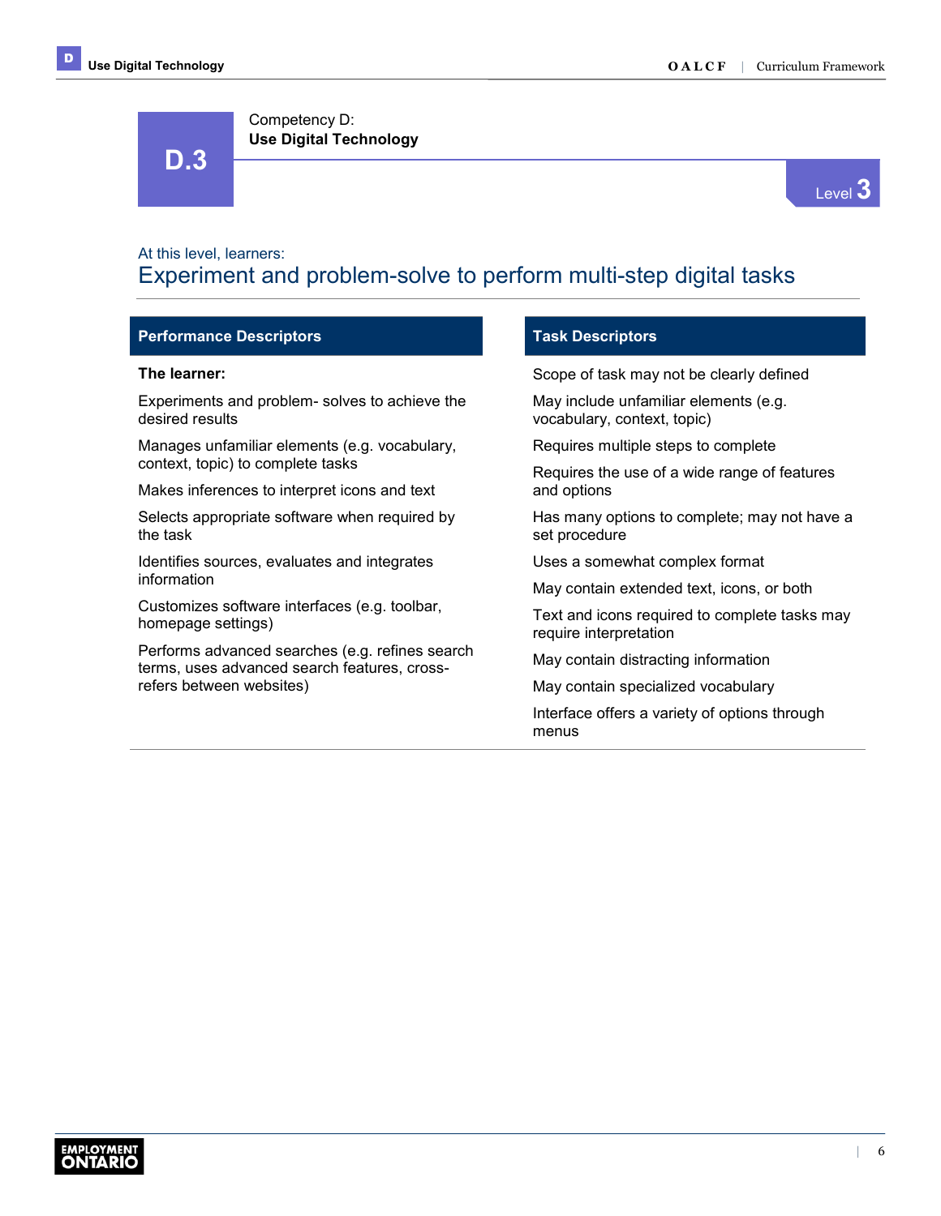# D.3

Competency D:
**Use Digital Technology**

Level 3

At this level, learners:

## Experiment and problem-solve to perform multi-step digital tasks

| Performance Descriptors | Task Descriptors |
|---|---|
| **The learner:** | Scope of task may not be clearly defined |
| Experiments and problem- solves to achieve the desired results | May include unfamiliar elements (e.g. vocabulary, context, topic) |
| Manages unfamiliar elements (e.g. vocabulary, context, topic) to complete tasks | Requires multiple steps to complete |
| Makes inferences to interpret icons and text | Requires the use of a wide range of features and options |
| Selects appropriate software when required by the task | Has many options to complete; may not have a set procedure |
| Identifies sources, evaluates and integrates information | Uses a somewhat complex format |
| Customizes software interfaces (e.g. toolbar, homepage settings) | May contain extended text, icons, or both |
| Performs advanced searches (e.g. refines search terms, uses advanced search features, cross-refers between websites) | Text and icons required to complete tasks may require interpretation |
| | May contain distracting information |
| | May contain specialized vocabulary |
| | Interface offers a variety of options through menus |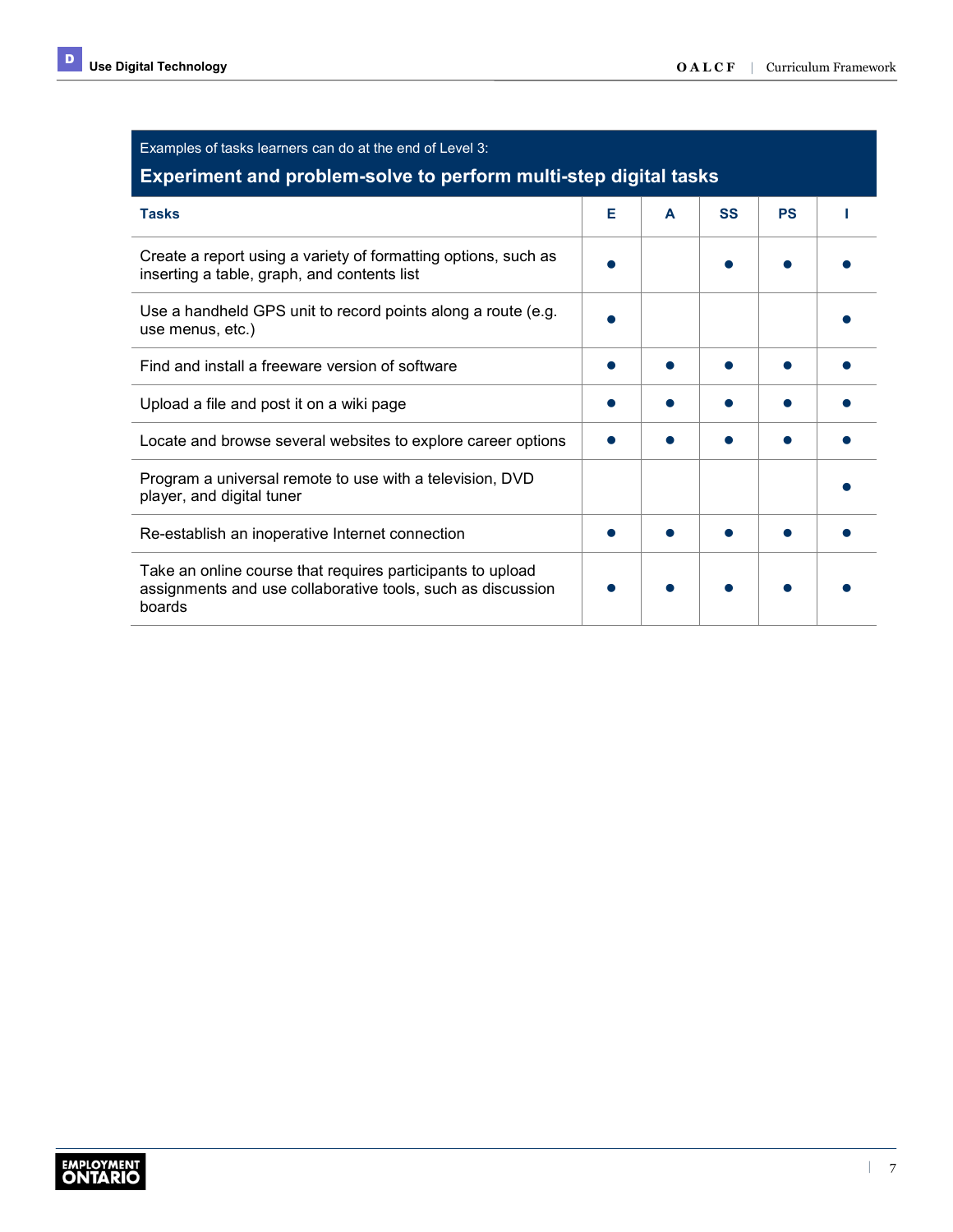Examples of tasks learners can do at the end of Level 3:

**Experiment and problem-solve to perform multi-step digital tasks**

| Tasks | E | A | SS | PS | I |
|---|---|---|---|---|---|
| Create a report using a variety of formatting options, such as inserting a table, graph, and contents list | ● | | ● | ● | ● |
| Use a handheld GPS unit to record points along a route (e.g. use menus, etc.) | ● | | | | ● |
| Find and install a freeware version of software | ● | ● | ● | ● | ● |
| Upload a file and post it on a wiki page | ● | ● | ● | ● | ● |
| Locate and browse several websites to explore career options | ● | ● | ● | ● | ● |
| Program a universal remote to use with a television, DVD player, and digital tuner | | | | | ● |
| Re-establish an inoperative Internet connection | ● | ● | ● | ● | ● |
| Take an online course that requires participants to upload assignments and use collaborative tools, such as discussion boards | ● | ● | ● | ● | ● |